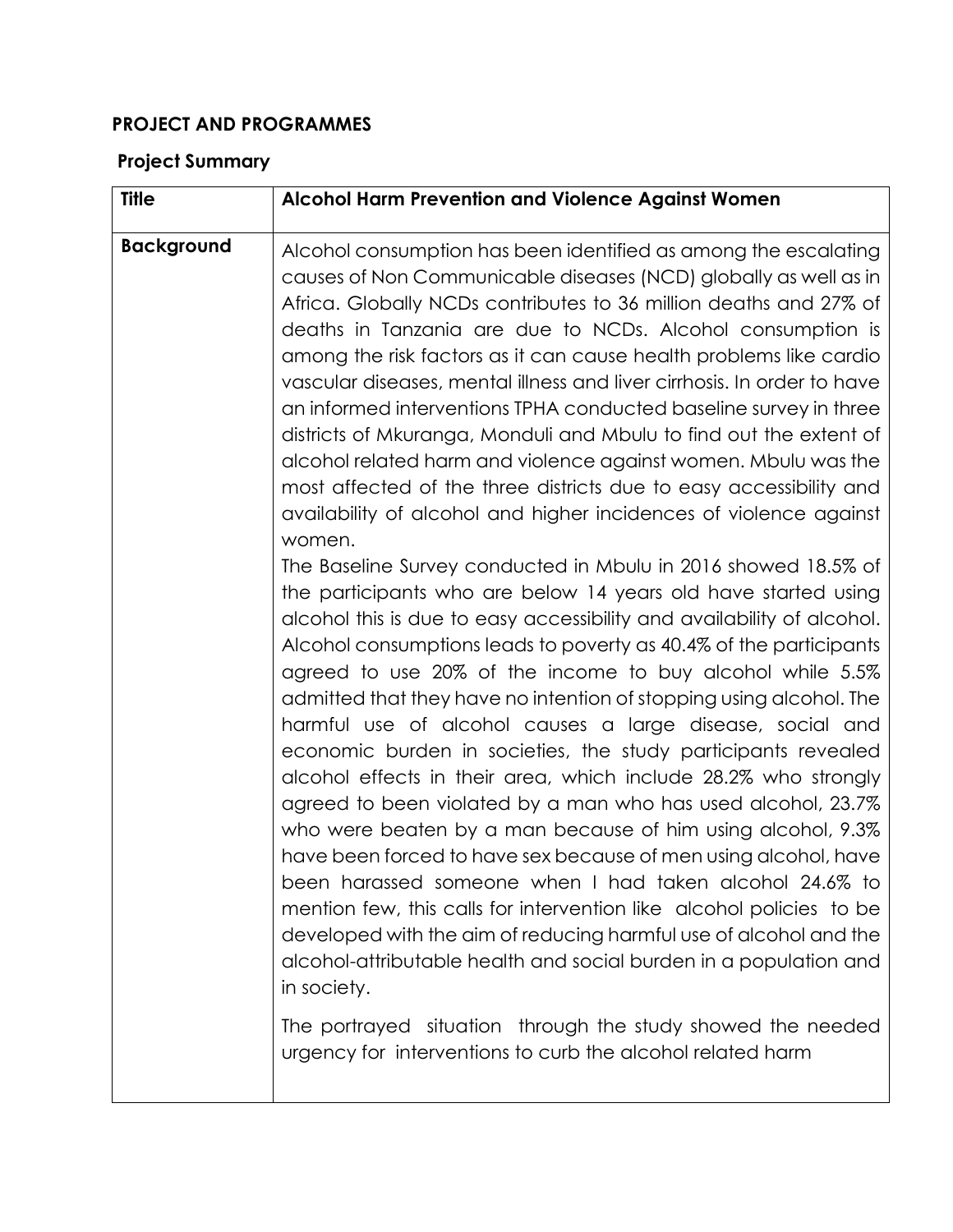## PROJECT AND PROGRAMMES

### Project Summary

| Title | Alcohol Harm Prevention and Violence Against Women |
| --- | --- |
| Background | Alcohol consumption has been identified as among the escalating causes of Non Communicable diseases (NCD) globally as well as in Africa. Globally NCDs contributes to 36 million deaths and 27% of deaths in Tanzania are due to NCDs. Alcohol consumption is among the risk factors as it can cause health problems like cardio vascular diseases, mental illness and liver cirrhosis. In order to have an informed interventions TPHA conducted baseline survey in three districts of Mkuranga, Monduli and Mbulu to find out the extent of alcohol related harm and violence against women. Mbulu was the most affected of the three districts due to easy accessibility and availability of alcohol and higher incidences of violence against women.<br>The Baseline Survey conducted in Mbulu in 2016 showed 18.5% of the participants who are below 14 years old have started using alcohol this is due to easy accessibility and availability of alcohol. Alcohol consumptions leads to poverty as 40.4% of the participants agreed to use 20% of the income to buy alcohol while 5.5% admitted that they have no intention of stopping using alcohol. The harmful use of alcohol causes a large disease, social and economic burden in societies, the study participants revealed alcohol effects in their area, which include 28.2% who strongly agreed to been violated by a man who has used alcohol, 23.7% who were beaten by a man because of him using alcohol, 9.3% have been forced to have sex because of men using alcohol, have been harassed someone when I had taken alcohol 24.6% to mention few, this calls for intervention like alcohol policies to be developed with the aim of reducing harmful use of alcohol and the alcohol-attributable health and social burden in a population and in society.<br><br>The portrayed situation through the study showed the needed urgency for interventions to curb the alcohol related harm |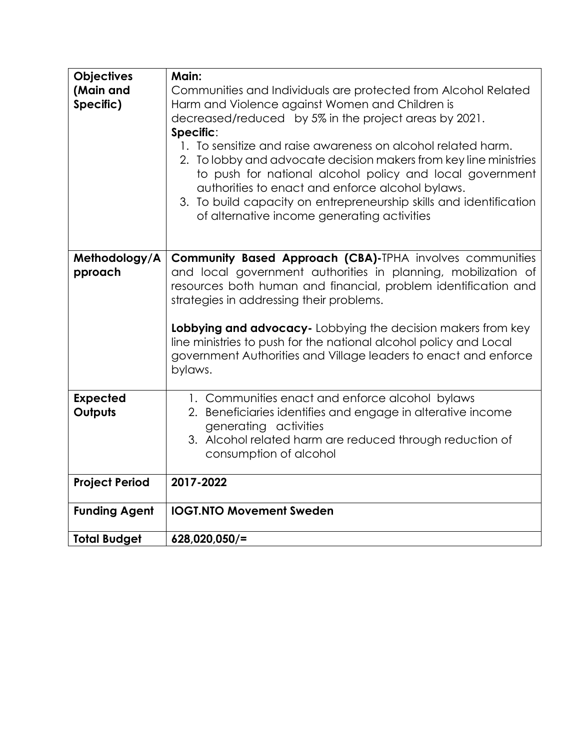| | |
|---|---|
| **Objectives (Main and Specific)** | **Main:**<br>Communities and Individuals are protected from Alcohol Related Harm and Violence against Women and Children is decreased/reduced by 5% in the project areas by 2021.<br>**Specific**:<br>1. To sensitize and raise awareness on alcohol related harm.<br>2. To lobby and advocate decision makers from key line ministries to push for national alcohol policy and local government authorities to enact and enforce alcohol bylaws.<br>3. To build capacity on entrepreneurship skills and identification of alternative income generating activities |
| **Methodology/Approach** | **Community Based Approach (CBA)-**TPHA involves communities and local government authorities in planning, mobilization of resources both human and financial, problem identification and strategies in addressing their problems.<br><br>**Lobbying and advocacy-** Lobbying the decision makers from key line ministries to push for the national alcohol policy and Local government Authorities and Village leaders to enact and enforce bylaws. |
| **Expected Outputs** | 1. Communities enact and enforce alcohol bylaws<br>2. Beneficiaries identifies and engage in alterative income generating activities<br>3. Alcohol related harm are reduced through reduction of consumption of alcohol |
| **Project Period** | **2017-2022** |
| **Funding Agent** | **IOGT.NTO Movement Sweden** |
| **Total Budget** | **628,020,050/=** |